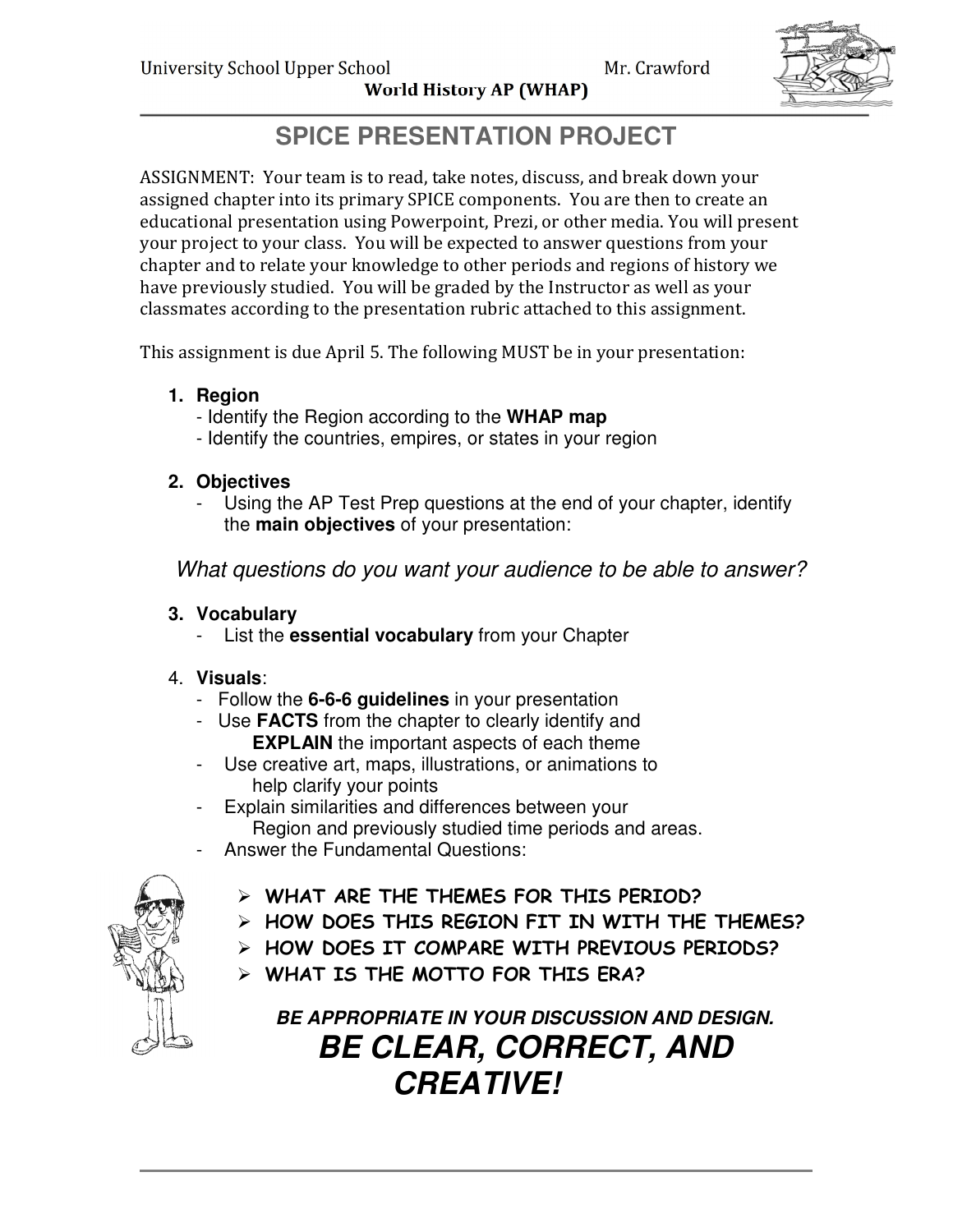University School Upper School — Mr. Crawford

World History AP (WHAP)

# SPICE PRESENTATION PROJECT

ASSIGNMENT: Your team is to read, take notes, discuss, and break down your assigned chapter into its primary SPICE components. You are then to create an educational presentation using Powerpoint, Prezi, or other media. You will present your project to your class. You will be expected to answer questions from your chapter and to relate your knowledge to other periods and regions of history we have previously studied. You will be graded by the Instructor as well as your classmates according to the presentation rubric attached to this assignment.

This assignment is due April 5. The following MUST be in your presentation:

1. **Region**
   - Identify the Region according to the **WHAP map**
   - Identify the countries, empires, or states in your region

2. **Objectives**
   - Using the AP Test Prep questions at the end of your chapter, identify the **main objectives** of your presentation:

   *What questions do you want your audience to be able to answer?*

3. **Vocabulary**
   - List the **essential vocabulary** from your Chapter

4. **Visuals**:
   - Follow the **6-6-6 guidelines** in your presentation
   - Use **FACTS** from the chapter to clearly identify and **EXPLAIN** the important aspects of each theme
   - Use creative art, maps, illustrations, or animations to help clarify your points
   - Explain similarities and differences between your Region and previously studied time periods and areas.
   - Answer the Fundamental Questions:

     - **WHAT ARE THE THEMES FOR THIS PERIOD?**
     - **HOW DOES THIS REGION FIT IN WITH THE THEMES?**
     - **HOW DOES IT COMPARE WITH PREVIOUS PERIODS?**
     - **WHAT IS THE MOTTO FOR THIS ERA?**

***BE APPROPRIATE IN YOUR DISCUSSION AND DESIGN.***

## ***BE CLEAR, CORRECT, AND CREATIVE!***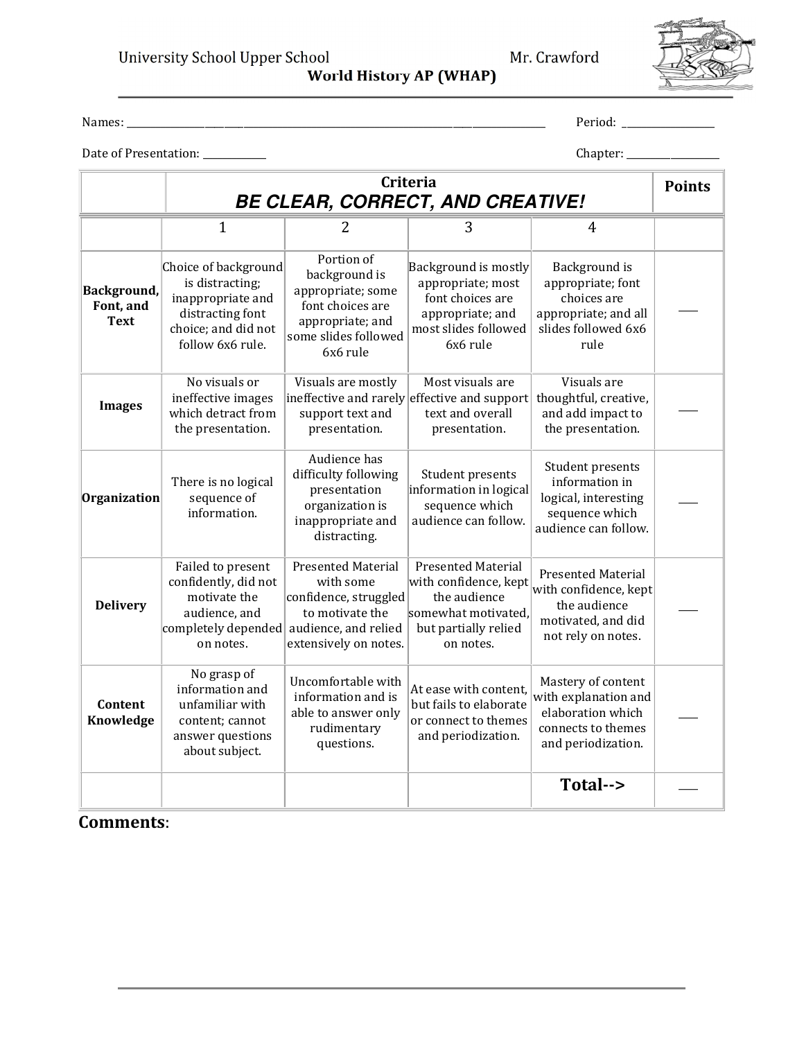University School Upper School — Mr. Crawford

**World History AP (WHAP)**

Names: ______________________________ Period: __________

Date of Presentation: __________ Chapter: __________

| | Criteria<br>***BE CLEAR, CORRECT, AND CREATIVE!*** | | | | Points |
|---|---|---|---|---|---|
| | 1 | 2 | 3 | 4 | |
| **Background, Font, and Text** | Choice of background is distracting; inappropriate and distracting font choice; and did not follow 6x6 rule. | Portion of background is appropriate; some font choices are appropriate; and some slides followed 6x6 rule | Background is mostly appropriate; most font choices are appropriate; and most slides followed 6x6 rule | Background is appropriate; font choices are appropriate; and all slides followed 6x6 rule | ___ |
| **Images** | No visuals or ineffective images which detract from the presentation. | Visuals are mostly ineffective and rarely support text and presentation. | Most visuals are effective and support text and overall presentation. | Visuals are thoughtful, creative, and add impact to the presentation. | ___ |
| **Organization** | There is no logical sequence of information. | Audience has difficulty following presentation organization is inappropriate and distracting. | Student presents information in logical sequence which audience can follow. | Student presents information in logical, interesting sequence which audience can follow. | ___ |
| **Delivery** | Failed to present confidently, did not motivate the audience, and completely depended on notes. | Presented Material with some confidence, struggled to motivate the audience, and relied extensively on notes. | Presented Material with confidence, kept the audience somewhat motivated, but partially relied on notes. | Presented Material with confidence, kept the audience motivated, and did not rely on notes. | ___ |
| **Content Knowledge** | No grasp of information and unfamiliar with content; cannot answer questions about subject. | Uncomfortable with information and is able to answer only rudimentary questions. | At ease with content, but fails to elaborate or connect to themes and periodization. | Mastery of content with explanation and elaboration which connects to themes and periodization. | ___ |
| | | | | **Total-->** | ___ |

**Comments**: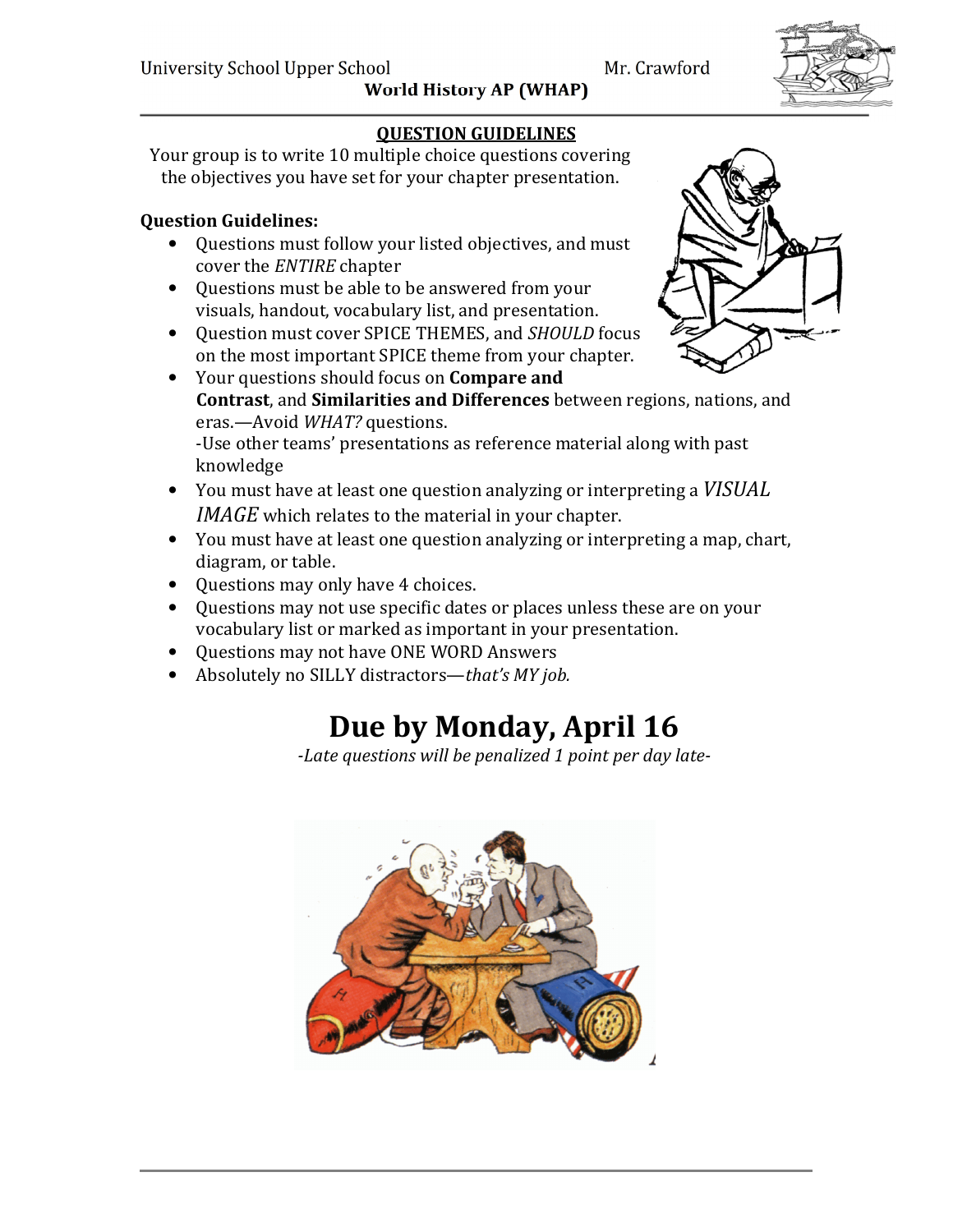University School Upper School Mr. Crawford

**World History AP (WHAP)**

## QUESTION GUIDELINES

Your group is to write 10 multiple choice questions covering the objectives you have set for your chapter presentation.

**Question Guidelines:**

- Questions must follow your listed objectives, and must cover the *ENTIRE* chapter
- Questions must be able to be answered from your visuals, handout, vocabulary list, and presentation.
- Question must cover SPICE THEMES, and *SHOULD* focus on the most important SPICE theme from your chapter.
- Your questions should focus on **Compare and Contrast**, and **Similarities and Differences** between regions, nations, and eras.—Avoid *WHAT?* questions.
  -Use other teams' presentations as reference material along with past knowledge
- You must have at least one question analyzing or interpreting a *VISUAL IMAGE* which relates to the material in your chapter.
- You must have at least one question analyzing or interpreting a map, chart, diagram, or table.
- Questions may only have 4 choices.
- Questions may not use specific dates or places unless these are on your vocabulary list or marked as important in your presentation.
- Questions may not have ONE WORD Answers
- Absolutely no SILLY distractors—*that's MY job.*

# Due by Monday, April 16

*-Late questions will be penalized 1 point per day late-*